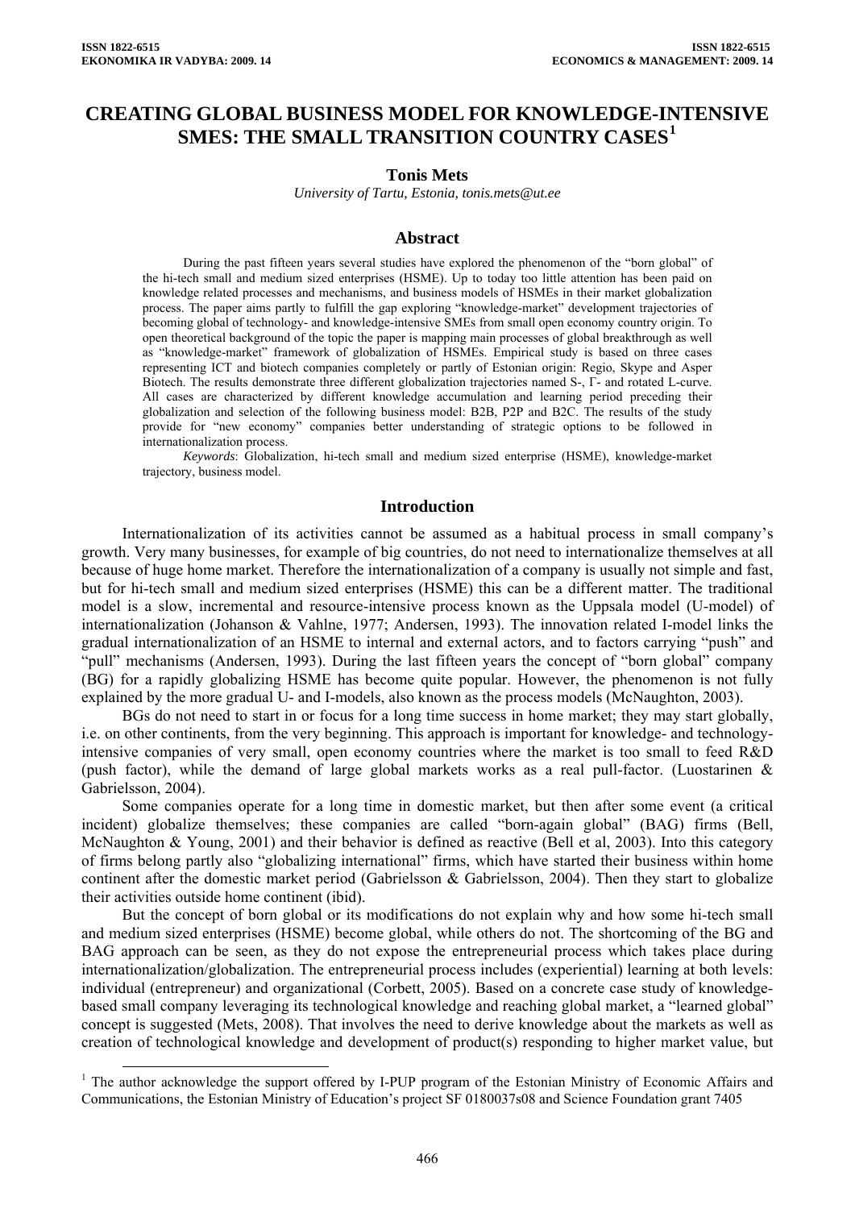# CREATING GLOBAL BUSINESS MODEL FOR KNOWLEDGE-INTENSIVE SMES: THE SMALL TRANSITION COUNTRY CASES[1]

**Tonis Mets**

*University of Tartu, Estonia, tonis.mets@ut.ee*

## Abstract

During the past fifteen years several studies have explored the phenomenon of the "born global" of the hi-tech small and medium sized enterprises (HSME). Up to today too little attention has been paid on knowledge related processes and mechanisms, and business models of HSMEs in their market globalization process. The paper aims partly to fulfill the gap exploring "knowledge-market" development trajectories of becoming global of technology- and knowledge-intensive SMEs from small open economy country origin. To open theoretical background of the topic the paper is mapping main processes of global breakthrough as well as "knowledge-market" framework of globalization of HSMEs. Empirical study is based on three cases representing ICT and biotech companies completely or partly of Estonian origin: Regio, Skype and Asper Biotech. The results demonstrate three different globalization trajectories named S-, Γ- and rotated L-curve. All cases are characterized by different knowledge accumulation and learning period preceding their globalization and selection of the following business model: B2B, P2P and B2C. The results of the study provide for "new economy" companies better understanding of strategic options to be followed in internationalization process.

*Keywords*: Globalization, hi-tech small and medium sized enterprise (HSME), knowledge-market trajectory, business model.

## Introduction

Internationalization of its activities cannot be assumed as a habitual process in small company's growth. Very many businesses, for example of big countries, do not need to internationalize themselves at all because of huge home market. Therefore the internationalization of a company is usually not simple and fast, but for hi-tech small and medium sized enterprises (HSME) this can be a different matter. The traditional model is a slow, incremental and resource-intensive process known as the Uppsala model (U-model) of internationalization (Johanson & Vahlne, 1977; Andersen, 1993). The innovation related I-model links the gradual internationalization of an HSME to internal and external actors, and to factors carrying "push" and "pull" mechanisms (Andersen, 1993). During the last fifteen years the concept of "born global" company (BG) for a rapidly globalizing HSME has become quite popular. However, the phenomenon is not fully explained by the more gradual U- and I-models, also known as the process models (McNaughton, 2003).

BGs do not need to start in or focus for a long time success in home market; they may start globally, i.e. on other continents, from the very beginning. This approach is important for knowledge- and technology-intensive companies of very small, open economy countries where the market is too small to feed R&D (push factor), while the demand of large global markets works as a real pull-factor. (Luostarinen & Gabrielsson, 2004).

Some companies operate for a long time in domestic market, but then after some event (a critical incident) globalize themselves; these companies are called "born-again global" (BAG) firms (Bell, McNaughton & Young, 2001) and their behavior is defined as reactive (Bell et al, 2003). Into this category of firms belong partly also "globalizing international" firms, which have started their business within home continent after the domestic market period (Gabrielsson & Gabrielsson, 2004). Then they start to globalize their activities outside home continent (ibid).

But the concept of born global or its modifications do not explain why and how some hi-tech small and medium sized enterprises (HSME) become global, while others do not. The shortcoming of the BG and BAG approach can be seen, as they do not expose the entrepreneurial process which takes place during internationalization/globalization. The entrepreneurial process includes (experiential) learning at both levels: individual (entrepreneur) and organizational (Corbett, 2005). Based on a concrete case study of knowledge-based small company leveraging its technological knowledge and reaching global market, a "learned global" concept is suggested (Mets, 2008). That involves the need to derive knowledge about the markets as well as creation of technological knowledge and development of product(s) responding to higher market value, but

[1] The author acknowledge the support offered by I-PUP program of the Estonian Ministry of Economic Affairs and Communications, the Estonian Ministry of Education's project SF 0180037s08 and Science Foundation grant 7405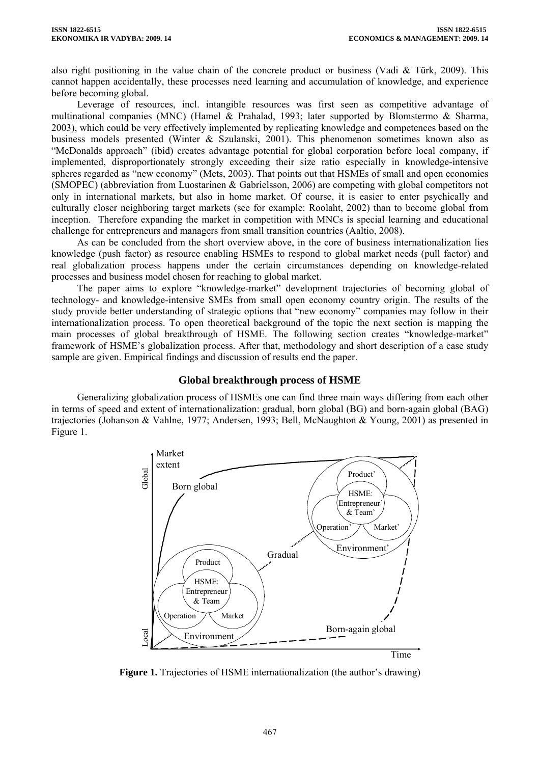also right positioning in the value chain of the concrete product or business (Vadi & Türk, 2009). This cannot happen accidentally, these processes need learning and accumulation of knowledge, and experience before becoming global.

Leverage of resources, incl. intangible resources was first seen as competitive advantage of multinational companies (MNC) (Hamel & Prahalad, 1993; later supported by Blomstermo & Sharma, 2003), which could be very effectively implemented by replicating knowledge and competences based on the business models presented (Winter & Szulanski, 2001). This phenomenon sometimes known also as "McDonalds approach" (ibid) creates advantage potential for global corporation before local company, if implemented, disproportionately strongly exceeding their size ratio especially in knowledge-intensive spheres regarded as "new economy" (Mets, 2003). That points out that HSMEs of small and open economies (SMOPEC) (abbreviation from Luostarinen & Gabrielsson, 2006) are competing with global competitors not only in international markets, but also in home market. Of course, it is easier to enter psychically and culturally closer neighboring target markets (see for example: Roolaht, 2002) than to become global from inception. Therefore expanding the market in competition with MNCs is special learning and educational challenge for entrepreneurs and managers from small transition countries (Aaltio, 2008).

As can be concluded from the short overview above, in the core of business internationalization lies knowledge (push factor) as resource enabling HSMEs to respond to global market needs (pull factor) and real globalization process happens under the certain circumstances depending on knowledge-related processes and business model chosen for reaching to global market.

The paper aims to explore "knowledge-market" development trajectories of becoming global of technology- and knowledge-intensive SMEs from small open economy country origin. The results of the study provide better understanding of strategic options that "new economy" companies may follow in their internationalization process. To open theoretical background of the topic the next section is mapping the main processes of global breakthrough of HSME. The following section creates "knowledge-market" framework of HSME's globalization process. After that, methodology and short description of a case study sample are given. Empirical findings and discussion of results end the paper.

## Global breakthrough process of HSME

Generalizing globalization process of HSMEs one can find three main ways differing from each other in terms of speed and extent of internationalization: gradual, born global (BG) and born-again global (BAG) trajectories (Johanson & Vahlne, 1977; Andersen, 1993; Bell, McNaughton & Young, 2001) as presented in Figure 1.

**Figure 1.** Trajectories of HSME internationalization (the author's drawing)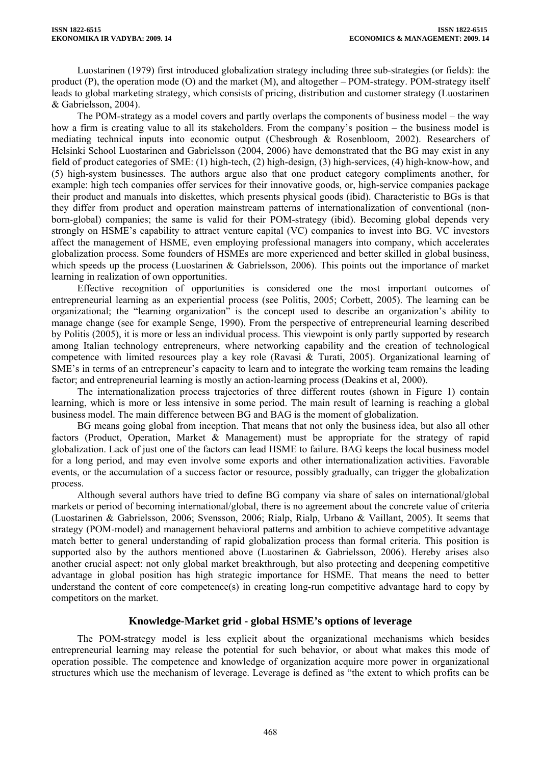Luostarinen (1979) first introduced globalization strategy including three sub-strategies (or fields): the product (P), the operation mode (O) and the market (M), and altogether – POM-strategy. POM-strategy itself leads to global marketing strategy, which consists of pricing, distribution and customer strategy (Luostarinen & Gabrielsson, 2004).

The POM-strategy as a model covers and partly overlaps the components of business model – the way how a firm is creating value to all its stakeholders. From the company's position – the business model is mediating technical inputs into economic output (Chesbrough & Rosenbloom, 2002). Researchers of Helsinki School Luostarinen and Gabrielsson (2004, 2006) have demonstrated that the BG may exist in any field of product categories of SME: (1) high-tech, (2) high-design, (3) high-services, (4) high-know-how, and (5) high-system businesses. The authors argue also that one product category compliments another, for example: high tech companies offer services for their innovative goods, or, high-service companies package their product and manuals into diskettes, which presents physical goods (ibid). Characteristic to BGs is that they differ from product and operation mainstream patterns of internationalization of conventional (non-born-global) companies; the same is valid for their POM-strategy (ibid). Becoming global depends very strongly on HSME's capability to attract venture capital (VC) companies to invest into BG. VC investors affect the management of HSME, even employing professional managers into company, which accelerates globalization process. Some founders of HSMEs are more experienced and better skilled in global business, which speeds up the process (Luostarinen & Gabrielsson, 2006). This points out the importance of market learning in realization of own opportunities.

Effective recognition of opportunities is considered one the most important outcomes of entrepreneurial learning as an experiential process (see Politis, 2005; Corbett, 2005). The learning can be organizational; the "learning organization" is the concept used to describe an organization's ability to manage change (see for example Senge, 1990). From the perspective of entrepreneurial learning described by Politis (2005), it is more or less an individual process. This viewpoint is only partly supported by research among Italian technology entrepreneurs, where networking capability and the creation of technological competence with limited resources play a key role (Ravasi & Turati, 2005). Organizational learning of SME's in terms of an entrepreneur's capacity to learn and to integrate the working team remains the leading factor; and entrepreneurial learning is mostly an action-learning process (Deakins et al, 2000).

The internationalization process trajectories of three different routes (shown in Figure 1) contain learning, which is more or less intensive in some period. The main result of learning is reaching a global business model. The main difference between BG and BAG is the moment of globalization.

BG means going global from inception. That means that not only the business idea, but also all other factors (Product, Operation, Market & Management) must be appropriate for the strategy of rapid globalization. Lack of just one of the factors can lead HSME to failure. BAG keeps the local business model for a long period, and may even involve some exports and other internationalization activities. Favorable events, or the accumulation of a success factor or resource, possibly gradually, can trigger the globalization process.

Although several authors have tried to define BG company via share of sales on international/global markets or period of becoming international/global, there is no agreement about the concrete value of criteria (Luostarinen & Gabrielsson, 2006; Svensson, 2006; Rialp, Rialp, Urbano & Vaillant, 2005). It seems that strategy (POM-model) and management behavioral patterns and ambition to achieve competitive advantage match better to general understanding of rapid globalization process than formal criteria. This position is supported also by the authors mentioned above (Luostarinen & Gabrielsson, 2006). Hereby arises also another crucial aspect: not only global market breakthrough, but also protecting and deepening competitive advantage in global position has high strategic importance for HSME. That means the need to better understand the content of core competence(s) in creating long-run competitive advantage hard to copy by competitors on the market.

## Knowledge-Market grid - global HSME's options of leverage

The POM-strategy model is less explicit about the organizational mechanisms which besides entrepreneurial learning may release the potential for such behavior, or about what makes this mode of operation possible. The competence and knowledge of organization acquire more power in organizational structures which use the mechanism of leverage. Leverage is defined as "the extent to which profits can be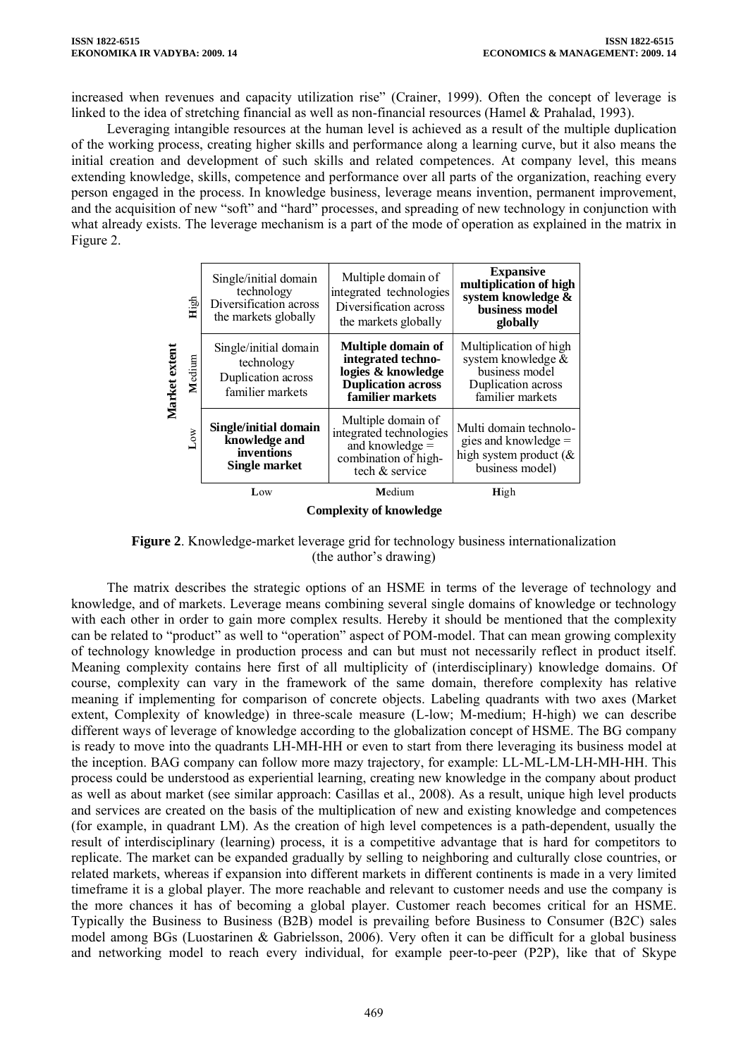increased when revenues and capacity utilization rise" (Crainer, 1999). Often the concept of leverage is linked to the idea of stretching financial as well as non-financial resources (Hamel & Prahalad, 1993).

Leveraging intangible resources at the human level is achieved as a result of the multiple duplication of the working process, creating higher skills and performance along a learning curve, but it also means the initial creation and development of such skills and related competences. At company level, this means extending knowledge, skills, competence and performance over all parts of the organization, reaching every person engaged in the process. In knowledge business, leverage means invention, permanent improvement, and the acquisition of new "soft" and "hard" processes, and spreading of new technology in conjunction with what already exists. The leverage mechanism is a part of the mode of operation as explained in the matrix in Figure 2.

| Market extent | Low | Medium | High |
|---|---|---|---|
| **High** | Single/initial domain technology Diversification across the markets globally | Multiple domain of integrated technologies Diversification across the markets globally | **Expansive multiplication of high system knowledge & business model globally** |
| **Medium** | Single/initial domain technology Duplication across familier markets | **Multiple domain of integrated technologies & knowledge Duplication across familier markets** | Multiplication of high system knowledge & business model Duplication across familier markets |
| **Low** | **Single/initial domain knowledge and inventions Single market** | Multiple domain of integrated technologies and knowledge = combination of high-tech & service | Multi domain technologies and knowledge = high system product (& business model) |
| | **Complexity of knowledge** | | |

**Figure 2**. Knowledge-market leverage grid for technology business internationalization (the author's drawing)

The matrix describes the strategic options of an HSME in terms of the leverage of technology and knowledge, and of markets. Leverage means combining several single domains of knowledge or technology with each other in order to gain more complex results. Hereby it should be mentioned that the complexity can be related to "product" as well to "operation" aspect of POM-model. That can mean growing complexity of technology knowledge in production process and can but must not necessarily reflect in product itself. Meaning complexity contains here first of all multiplicity of (interdisciplinary) knowledge domains. Of course, complexity can vary in the framework of the same domain, therefore complexity has relative meaning if implementing for comparison of concrete objects. Labeling quadrants with two axes (Market extent, Complexity of knowledge) in three-scale measure (L-low; M-medium; H-high) we can describe different ways of leverage of knowledge according to the globalization concept of HSME. The BG company is ready to move into the quadrants LH-MH-HH or even to start from there leveraging its business model at the inception. BAG company can follow more mazy trajectory, for example: LL-ML-LM-LH-MH-HH. This process could be understood as experiential learning, creating new knowledge in the company about product as well as about market (see similar approach: Casillas et al., 2008). As a result, unique high level products and services are created on the basis of the multiplication of new and existing knowledge and competences (for example, in quadrant LM). As the creation of high level competences is a path-dependent, usually the result of interdisciplinary (learning) process, it is a competitive advantage that is hard for competitors to replicate. The market can be expanded gradually by selling to neighboring and culturally close countries, or related markets, whereas if expansion into different markets in different continents is made in a very limited timeframe it is a global player. The more reachable and relevant to customer needs and use the company is the more chances it has of becoming a global player. Customer reach becomes critical for an HSME. Typically the Business to Business (B2B) model is prevailing before Business to Consumer (B2C) sales model among BGs (Luostarinen & Gabrielsson, 2006). Very often it can be difficult for a global business and networking model to reach every individual, for example peer-to-peer (P2P), like that of Skype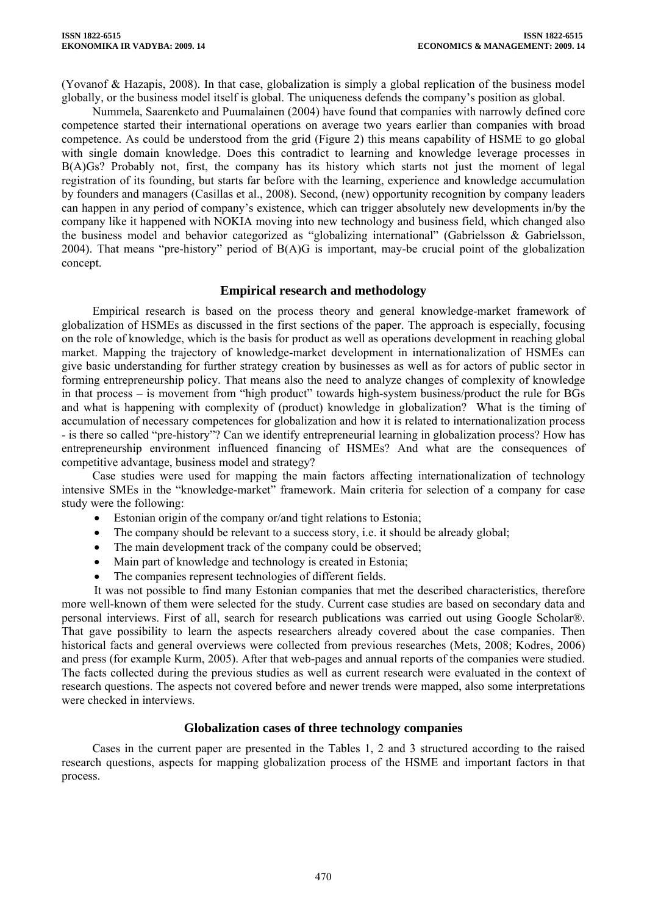(Yovanof & Hazapis, 2008). In that case, globalization is simply a global replication of the business model globally, or the business model itself is global. The uniqueness defends the company's position as global.

Nummela, Saarenketo and Puumalainen (2004) have found that companies with narrowly defined core competence started their international operations on average two years earlier than companies with broad competence. As could be understood from the grid (Figure 2) this means capability of HSME to go global with single domain knowledge. Does this contradict to learning and knowledge leverage processes in B(A)Gs? Probably not, first, the company has its history which starts not just the moment of legal registration of its founding, but starts far before with the learning, experience and knowledge accumulation by founders and managers (Casillas et al., 2008). Second, (new) opportunity recognition by company leaders can happen in any period of company's existence, which can trigger absolutely new developments in/by the company like it happened with NOKIA moving into new technology and business field, which changed also the business model and behavior categorized as "globalizing international" (Gabrielsson & Gabrielsson, 2004). That means "pre-history" period of B(A)G is important, may-be crucial point of the globalization concept.

## Empirical research and methodology

Empirical research is based on the process theory and general knowledge-market framework of globalization of HSMEs as discussed in the first sections of the paper. The approach is especially, focusing on the role of knowledge, which is the basis for product as well as operations development in reaching global market. Mapping the trajectory of knowledge-market development in internationalization of HSMEs can give basic understanding for further strategy creation by businesses as well as for actors of public sector in forming entrepreneurship policy. That means also the need to analyze changes of complexity of knowledge in that process – is movement from "high product" towards high-system business/product the rule for BGs and what is happening with complexity of (product) knowledge in globalization? What is the timing of accumulation of necessary competences for globalization and how it is related to internationalization process - is there so called "pre-history"? Can we identify entrepreneurial learning in globalization process? How has entrepreneurship environment influenced financing of HSMEs? And what are the consequences of competitive advantage, business model and strategy?

Case studies were used for mapping the main factors affecting internationalization of technology intensive SMEs in the "knowledge-market" framework. Main criteria for selection of a company for case study were the following:

- Estonian origin of the company or/and tight relations to Estonia;
- The company should be relevant to a success story, i.e. it should be already global;
- The main development track of the company could be observed;
- Main part of knowledge and technology is created in Estonia;
- The companies represent technologies of different fields.

It was not possible to find many Estonian companies that met the described characteristics, therefore more well-known of them were selected for the study. Current case studies are based on secondary data and personal interviews. First of all, search for research publications was carried out using Google Scholar®. That gave possibility to learn the aspects researchers already covered about the case companies. Then historical facts and general overviews were collected from previous researches (Mets, 2008; Kodres, 2006) and press (for example Kurm, 2005). After that web-pages and annual reports of the companies were studied. The facts collected during the previous studies as well as current research were evaluated in the context of research questions. The aspects not covered before and newer trends were mapped, also some interpretations were checked in interviews.

## Globalization cases of three technology companies

Cases in the current paper are presented in the Tables 1, 2 and 3 structured according to the raised research questions, aspects for mapping globalization process of the HSME and important factors in that process.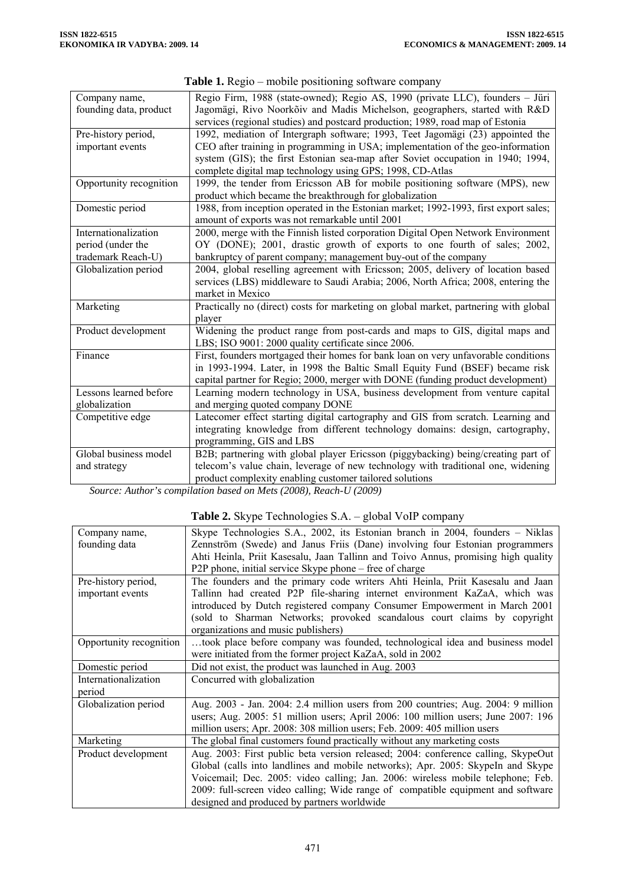**Table 1.** Regio – mobile positioning software company

| | |
|---|---|
| Company name, founding data, product | Regio Firm, 1988 (state-owned); Regio AS, 1990 (private LLC), founders – Jüri Jagomägi, Rivo Noorkõiv and Madis Michelson, geographers, started with R&D services (regional studies) and postcard production; 1989, road map of Estonia |
| Pre-history period, important events | 1992, mediation of Intergraph software; 1993, Teet Jagomägi (23) appointed the CEO after training in programming in USA; implementation of the geo-information system (GIS); the first Estonian sea-map after Soviet occupation in 1940; 1994, complete digital map technology using GPS; 1998, CD-Atlas |
| Opportunity recognition | 1999, the tender from Ericsson AB for mobile positioning software (MPS), new product which became the breakthrough for globalization |
| Domestic period | 1988, from inception operated in the Estonian market; 1992-1993, first export sales; amount of exports was not remarkable until 2001 |
| Internationalization period (under the trademark Reach-U) | 2000, merge with the Finnish listed corporation Digital Open Network Environment OY (DONE); 2001, drastic growth of exports to one fourth of sales; 2002, bankruptcy of parent company; management buy-out of the company |
| Globalization period | 2004, global reselling agreement with Ericsson; 2005, delivery of location based services (LBS) middleware to Saudi Arabia; 2006, North Africa; 2008, entering the market in Mexico |
| Marketing | Practically no (direct) costs for marketing on global market, partnering with global player |
| Product development | Widening the product range from post-cards and maps to GIS, digital maps and LBS; ISO 9001: 2000 quality certificate since 2006. |
| Finance | First, founders mortgaged their homes for bank loan on very unfavorable conditions in 1993-1994. Later, in 1998 the Baltic Small Equity Fund (BSEF) became risk capital partner for Regio; 2000, merger with DONE (funding product development) |
| Lessons learned before globalization | Learning modern technology in USA, business development from venture capital and merging quoted company DONE |
| Competitive edge | Latecomer effect starting digital cartography and GIS from scratch. Learning and integrating knowledge from different technology domains: design, cartography, programming, GIS and LBS |
| Global business model and strategy | B2B; partnering with global player Ericsson (piggybacking) being/creating part of telecom's value chain, leverage of new technology with traditional one, widening product complexity enabling customer tailored solutions |

*Source: Author's compilation based on Mets (2008), Reach-U (2009)*

**Table 2.** Skype Technologies S.A. – global VoIP company

| | |
|---|---|
| Company name, founding data | Skype Technologies S.A., 2002, its Estonian branch in 2004, founders – Niklas Zennström (Swede) and Janus Friis (Dane) involving four Estonian programmers Ahti Heinla, Priit Kasesalu, Jaan Tallinn and Toivo Annus, promising high quality P2P phone, initial service Skype phone – free of charge |
| Pre-history period, important events | The founders and the primary code writers Ahti Heinla, Priit Kasesalu and Jaan Tallinn had created P2P file-sharing internet environment KaZaA, which was introduced by Dutch registered company Consumer Empowerment in March 2001 (sold to Sharman Networks; provoked scandalous court claims by copyright organizations and music publishers) |
| Opportunity recognition | …took place before company was founded, technological idea and business model were initiated from the former project KaZaA, sold in 2002 |
| Domestic period | Did not exist, the product was launched in Aug. 2003 |
| Internationalization period | Concurred with globalization |
| Globalization period | Aug. 2003 - Jan. 2004: 2.4 million users from 200 countries; Aug. 2004: 9 million users; Aug. 2005: 51 million users; April 2006: 100 million users; June 2007: 196 million users; Apr. 2008: 308 million users; Feb. 2009: 405 million users |
| Marketing | The global final customers found practically without any marketing costs |
| Product development | Aug. 2003: First public beta version released; 2004: conference calling, SkypeOut Global (calls into landlines and mobile networks); Apr. 2005: SkypeIn and Skype Voicemail; Dec. 2005: video calling; Jan. 2006: wireless mobile telephone; Feb. 2009: full-screen video calling; Wide range of compatible equipment and software designed and produced by partners worldwide |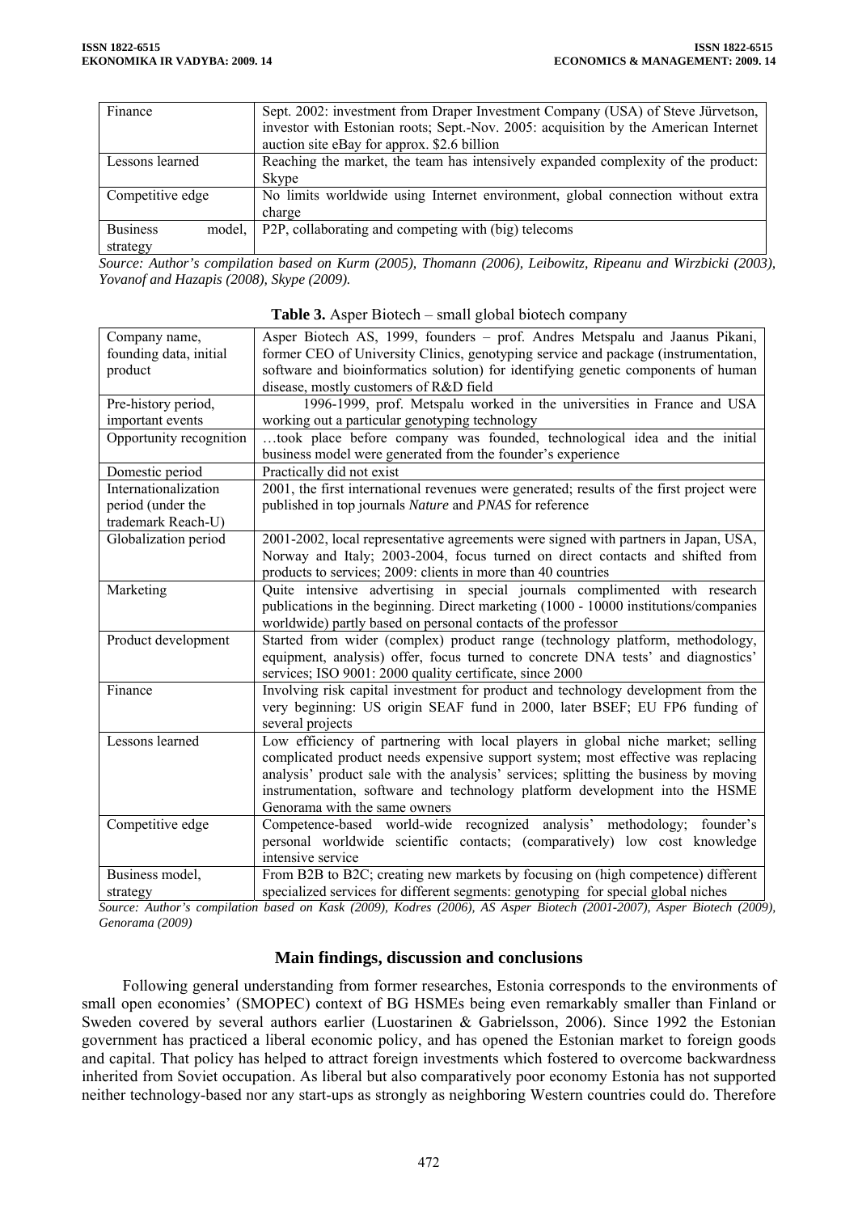| | |
|---|---|
| Finance | Sept. 2002: investment from Draper Investment Company (USA) of Steve Jürvetson, investor with Estonian roots; Sept.-Nov. 2005: acquisition by the American Internet auction site eBay for approx. $2.6 billion |
| Lessons learned | Reaching the market, the team has intensively expanded complexity of the product: Skype |
| Competitive edge | No limits worldwide using Internet environment, global connection without extra charge |
| Business model, strategy | P2P, collaborating and competing with (big) telecoms |

*Source: Author's compilation based on Kurm (2005), Thomann (2006), Leibowitz, Ripeanu and Wirzbicki (2003), Yovanof and Hazapis (2008), Skype (2009).*

**Table 3.** Asper Biotech – small global biotech company

| | |
|---|---|
| Company name, founding data, initial product | Asper Biotech AS, 1999, founders – prof. Andres Metspalu and Jaanus Pikani, former CEO of University Clinics, genotyping service and package (instrumentation, software and bioinformatics solution) for identifying genetic components of human disease, mostly customers of R&D field |
| Pre-history period, important events | 1996-1999, prof. Metspalu worked in the universities in France and USA working out a particular genotyping technology |
| Opportunity recognition | …took place before company was founded, technological idea and the initial business model were generated from the founder's experience |
| Domestic period | Practically did not exist |
| Internationalization period (under the trademark Reach-U) | 2001, the first international revenues were generated; results of the first project were published in top journals *Nature* and *PNAS* for reference |
| Globalization period | 2001-2002, local representative agreements were signed with partners in Japan, USA, Norway and Italy; 2003-2004, focus turned on direct contacts and shifted from products to services; 2009: clients in more than 40 countries |
| Marketing | Quite intensive advertising in special journals complimented with research publications in the beginning. Direct marketing (1000 - 10000 institutions/companies worldwide) partly based on personal contacts of the professor |
| Product development | Started from wider (complex) product range (technology platform, methodology, equipment, analysis) offer, focus turned to concrete DNA tests' and diagnostics' services; ISO 9001: 2000 quality certificate, since 2000 |
| Finance | Involving risk capital investment for product and technology development from the very beginning: US origin SEAF fund in 2000, later BSEF; EU FP6 funding of several projects |
| Lessons learned | Low efficiency of partnering with local players in global niche market; selling complicated product needs expensive support system; most effective was replacing analysis' product sale with the analysis' services; splitting the business by moving instrumentation, software and technology platform development into the HSME Genorama with the same owners |
| Competitive edge | Competence-based world-wide recognized analysis' methodology; founder's personal worldwide scientific contacts; (comparatively) low cost knowledge intensive service |
| Business model, strategy | From B2B to B2C; creating new markets by focusing on (high competence) different specialized services for different segments: genotyping for special global niches |

*Source: Author's compilation based on Kask (2009), Kodres (2006), AS Asper Biotech (2001-2007), Asper Biotech (2009), Genorama (2009)*

## Main findings, discussion and conclusions

Following general understanding from former researches, Estonia corresponds to the environments of small open economies' (SMOPEC) context of BG HSMEs being even remarkably smaller than Finland or Sweden covered by several authors earlier (Luostarinen & Gabrielsson, 2006). Since 1992 the Estonian government has practiced a liberal economic policy, and has opened the Estonian market to foreign goods and capital. That policy has helped to attract foreign investments which fostered to overcome backwardness inherited from Soviet occupation. As liberal but also comparatively poor economy Estonia has not supported neither technology-based nor any start-ups as strongly as neighboring Western countries could do. Therefore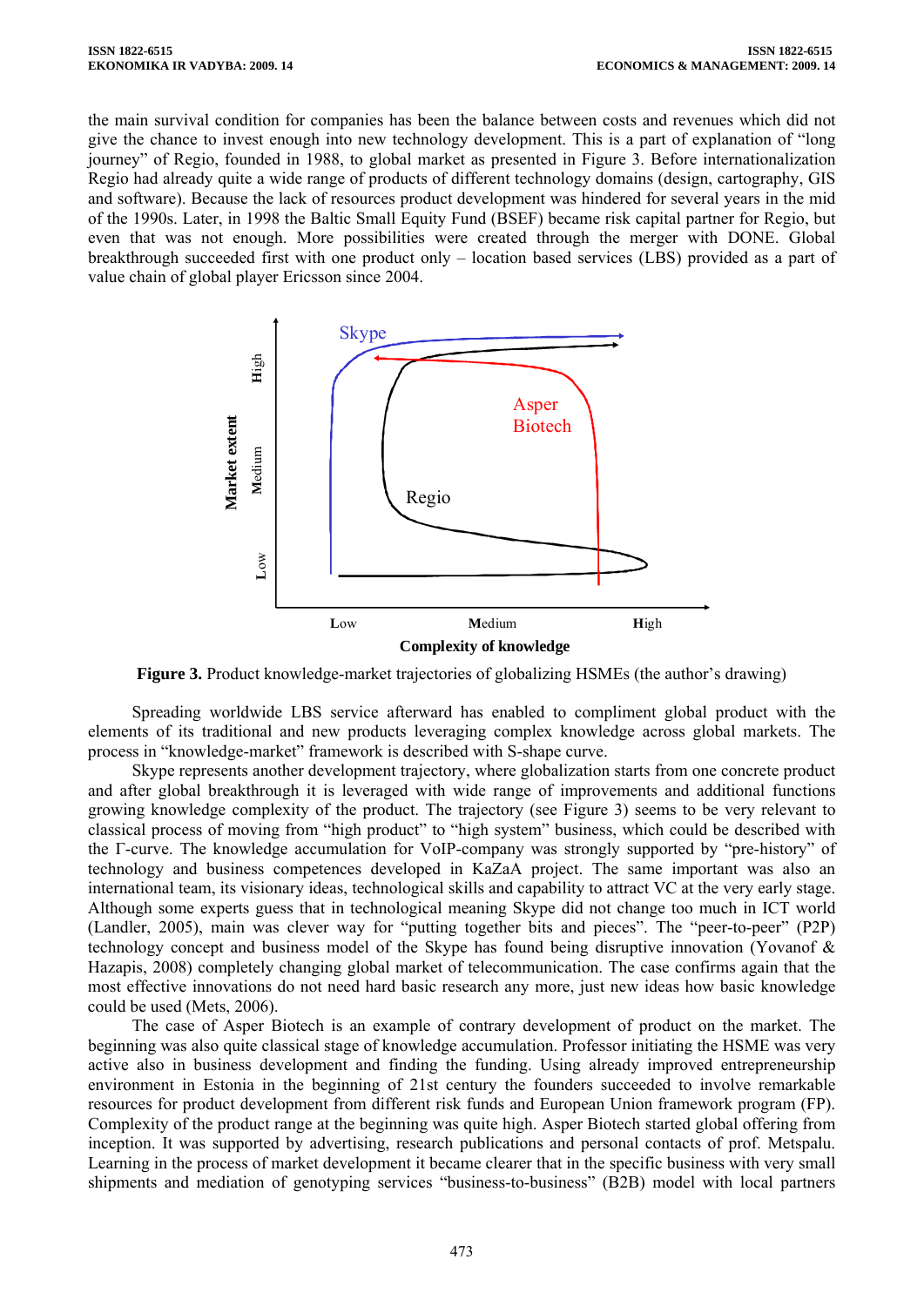the main survival condition for companies has been the balance between costs and revenues which did not give the chance to invest enough into new technology development. This is a part of explanation of "long journey" of Regio, founded in 1988, to global market as presented in Figure 3. Before internationalization Regio had already quite a wide range of products of different technology domains (design, cartography, GIS and software). Because the lack of resources product development was hindered for several years in the mid of the 1990s. Later, in 1998 the Baltic Small Equity Fund (BSEF) became risk capital partner for Regio, but even that was not enough. More possibilities were created through the merger with DONE. Global breakthrough succeeded first with one product only – location based services (LBS) provided as a part of value chain of global player Ericsson since 2004.

**Figure 3.** Product knowledge-market trajectories of globalizing HSMEs (the author's drawing)

Spreading worldwide LBS service afterward has enabled to compliment global product with the elements of its traditional and new products leveraging complex knowledge across global markets. The process in "knowledge-market" framework is described with S-shape curve.

Skype represents another development trajectory, where globalization starts from one concrete product and after global breakthrough it is leveraged with wide range of improvements and additional functions growing knowledge complexity of the product. The trajectory (see Figure 3) seems to be very relevant to classical process of moving from "high product" to "high system" business, which could be described with the Γ-curve. The knowledge accumulation for VoIP-company was strongly supported by "pre-history" of technology and business competences developed in KaZaA project. The same important was also an international team, its visionary ideas, technological skills and capability to attract VC at the very early stage. Although some experts guess that in technological meaning Skype did not change too much in ICT world (Landler, 2005), main was clever way for "putting together bits and pieces". The "peer-to-peer" (P2P) technology concept and business model of the Skype has found being disruptive innovation (Yovanof & Hazapis, 2008) completely changing global market of telecommunication. The case confirms again that the most effective innovations do not need hard basic research any more, just new ideas how basic knowledge could be used (Mets, 2006).

The case of Asper Biotech is an example of contrary development of product on the market. The beginning was also quite classical stage of knowledge accumulation. Professor initiating the HSME was very active also in business development and finding the funding. Using already improved entrepreneurship environment in Estonia in the beginning of 21st century the founders succeeded to involve remarkable resources for product development from different risk funds and European Union framework program (FP). Complexity of the product range at the beginning was quite high. Asper Biotech started global offering from inception. It was supported by advertising, research publications and personal contacts of prof. Metspalu. Learning in the process of market development it became clearer that in the specific business with very small shipments and mediation of genotyping services "business-to-business" (B2B) model with local partners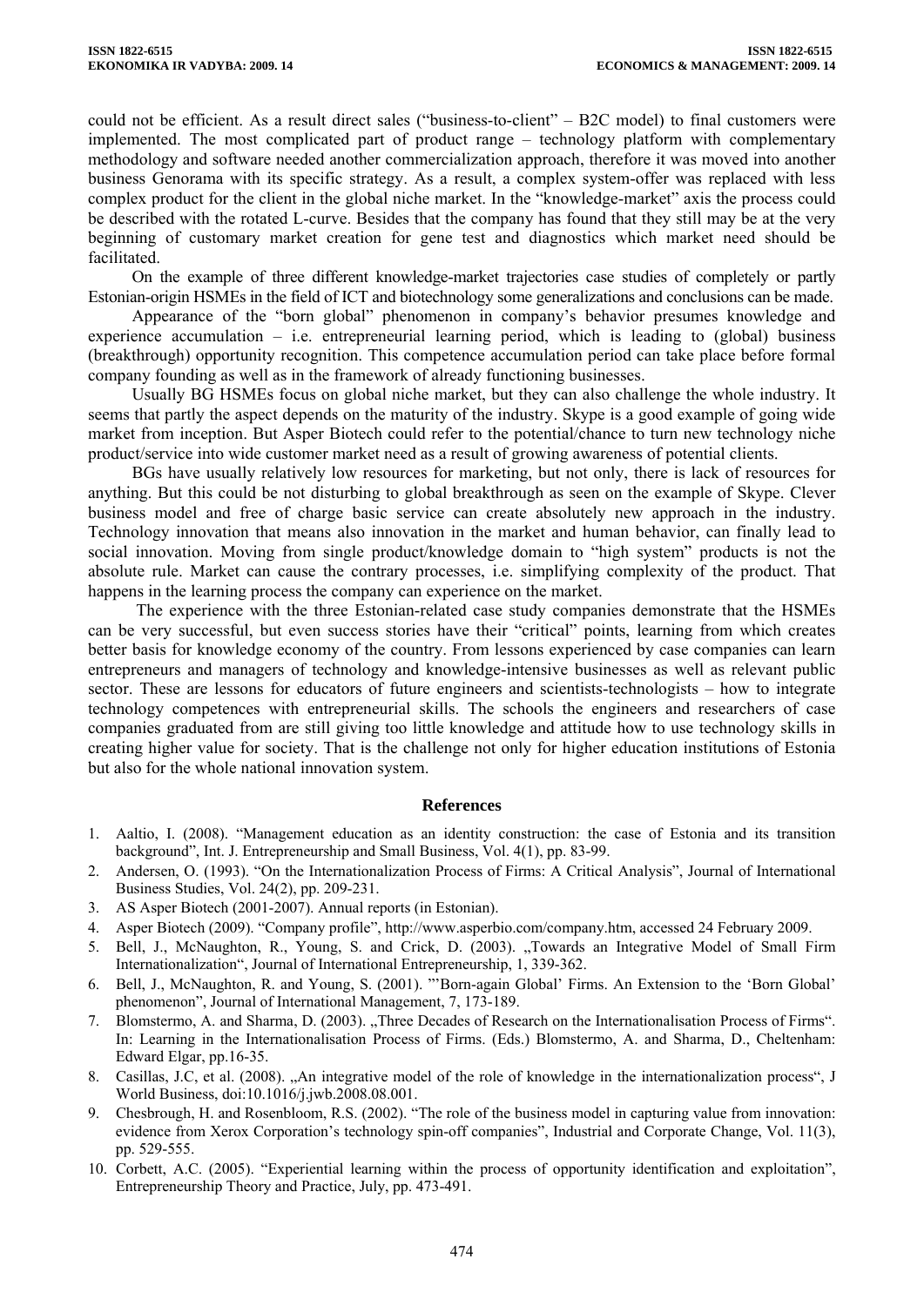could not be efficient. As a result direct sales ("business-to-client" – B2C model) to final customers were implemented. The most complicated part of product range – technology platform with complementary methodology and software needed another commercialization approach, therefore it was moved into another business Genorama with its specific strategy. As a result, a complex system-offer was replaced with less complex product for the client in the global niche market. In the "knowledge-market" axis the process could be described with the rotated L-curve. Besides that the company has found that they still may be at the very beginning of customary market creation for gene test and diagnostics which market need should be facilitated.

On the example of three different knowledge-market trajectories case studies of completely or partly Estonian-origin HSMEs in the field of ICT and biotechnology some generalizations and conclusions can be made.

Appearance of the "born global" phenomenon in company's behavior presumes knowledge and experience accumulation – i.e. entrepreneurial learning period, which is leading to (global) business (breakthrough) opportunity recognition. This competence accumulation period can take place before formal company founding as well as in the framework of already functioning businesses.

Usually BG HSMEs focus on global niche market, but they can also challenge the whole industry. It seems that partly the aspect depends on the maturity of the industry. Skype is a good example of going wide market from inception. But Asper Biotech could refer to the potential/chance to turn new technology niche product/service into wide customer market need as a result of growing awareness of potential clients.

BGs have usually relatively low resources for marketing, but not only, there is lack of resources for anything. But this could be not disturbing to global breakthrough as seen on the example of Skype. Clever business model and free of charge basic service can create absolutely new approach in the industry. Technology innovation that means also innovation in the market and human behavior, can finally lead to social innovation. Moving from single product/knowledge domain to "high system" products is not the absolute rule. Market can cause the contrary processes, i.e. simplifying complexity of the product. That happens in the learning process the company can experience on the market.

The experience with the three Estonian-related case study companies demonstrate that the HSMEs can be very successful, but even success stories have their "critical" points, learning from which creates better basis for knowledge economy of the country. From lessons experienced by case companies can learn entrepreneurs and managers of technology and knowledge-intensive businesses as well as relevant public sector. These are lessons for educators of future engineers and scientists-technologists – how to integrate technology competences with entrepreneurial skills. The schools the engineers and researchers of case companies graduated from are still giving too little knowledge and attitude how to use technology skills in creating higher value for society. That is the challenge not only for higher education institutions of Estonia but also for the whole national innovation system.

## References

1. Aaltio, I. (2008). "Management education as an identity construction: the case of Estonia and its transition background", Int. J. Entrepreneurship and Small Business, Vol. 4(1), pp. 83-99.
2. Andersen, O. (1993). "On the Internationalization Process of Firms: A Critical Analysis", Journal of International Business Studies, Vol. 24(2), pp. 209-231.
3. AS Asper Biotech (2001-2007). Annual reports (in Estonian).
4. Asper Biotech (2009). "Company profile", http://www.asperbio.com/company.htm, accessed 24 February 2009.
5. Bell, J., McNaughton, R., Young, S. and Crick, D. (2003). „Towards an Integrative Model of Small Firm Internationalization", Journal of International Entrepreneurship, 1, 339-362.
6. Bell, J., McNaughton, R. and Young, S. (2001). "'Born-again Global' Firms. An Extension to the 'Born Global' phenomenon", Journal of International Management, 7, 173-189.
7. Blomstermo, A. and Sharma, D. (2003). „Three Decades of Research on the Internationalisation Process of Firms". In: Learning in the Internationalisation Process of Firms. (Eds.) Blomstermo, A. and Sharma, D., Cheltenham: Edward Elgar, pp.16-35.
8. Casillas, J.C, et al. (2008). „An integrative model of the role of knowledge in the internationalization process", J World Business, doi:10.1016/j.jwb.2008.08.001.
9. Chesbrough, H. and Rosenbloom, R.S. (2002). "The role of the business model in capturing value from innovation: evidence from Xerox Corporation's technology spin-off companies", Industrial and Corporate Change, Vol. 11(3), pp. 529-555.
10. Corbett, A.C. (2005). "Experiential learning within the process of opportunity identification and exploitation", Entrepreneurship Theory and Practice, July, pp. 473-491.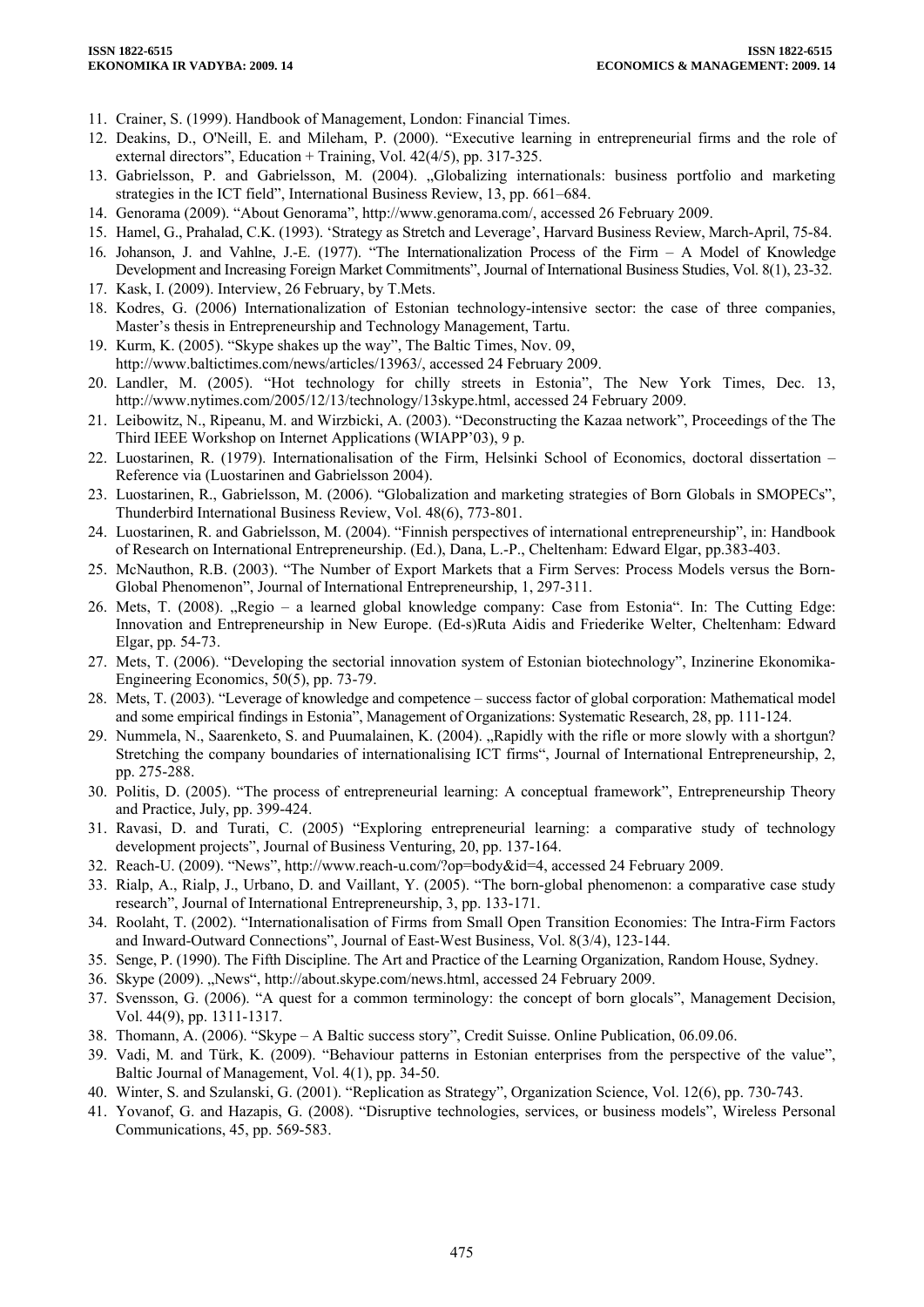11. Crainer, S. (1999). Handbook of Management, London: Financial Times.
12. Deakins, D., O'Neill, E. and Mileham, P. (2000). "Executive learning in entrepreneurial firms and the role of external directors", Education + Training, Vol. 42(4/5), pp. 317-325.
13. Gabrielsson, P. and Gabrielsson, M. (2004). „Globalizing internationals: business portfolio and marketing strategies in the ICT field", International Business Review, 13, pp. 661–684.
14. Genorama (2009). "About Genorama", http://www.genorama.com/, accessed 26 February 2009.
15. Hamel, G., Prahalad, C.K. (1993). 'Strategy as Stretch and Leverage', Harvard Business Review, March-April, 75-84.
16. Johanson, J. and Vahlne, J.-E. (1977). "The Internationalization Process of the Firm – A Model of Knowledge Development and Increasing Foreign Market Commitments", Journal of International Business Studies, Vol. 8(1), 23-32.
17. Kask, I. (2009). Interview, 26 February, by T.Mets.
18. Kodres, G. (2006) Internationalization of Estonian technology-intensive sector: the case of three companies, Master's thesis in Entrepreneurship and Technology Management, Tartu.
19. Kurm, K. (2005). "Skype shakes up the way", The Baltic Times, Nov. 09, http://www.baltictimes.com/news/articles/13963/, accessed 24 February 2009.
20. Landler, M. (2005). "Hot technology for chilly streets in Estonia", The New York Times, Dec. 13, http://www.nytimes.com/2005/12/13/technology/13skype.html, accessed 24 February 2009.
21. Leibowitz, N., Ripeanu, M. and Wirzbicki, A. (2003). "Deconstructing the Kazaa network", Proceedings of the The Third IEEE Workshop on Internet Applications (WIAPP'03), 9 p.
22. Luostarinen, R. (1979). Internationalisation of the Firm, Helsinki School of Economics, doctoral dissertation – Reference via (Luostarinen and Gabrielsson 2004).
23. Luostarinen, R., Gabrielsson, M. (2006). "Globalization and marketing strategies of Born Globals in SMOPECs", Thunderbird International Business Review, Vol. 48(6), 773-801.
24. Luostarinen, R. and Gabrielsson, M. (2004). "Finnish perspectives of international entrepreneurship", in: Handbook of Research on International Entrepreneurship. (Ed.), Dana, L.-P., Cheltenham: Edward Elgar, pp.383-403.
25. McNauthon, R.B. (2003). "The Number of Export Markets that a Firm Serves: Process Models versus the Born-Global Phenomenon", Journal of International Entrepreneurship, 1, 297-311.
26. Mets, T. (2008). „Regio – a learned global knowledge company: Case from Estonia". In: The Cutting Edge: Innovation and Entrepreneurship in New Europe. (Ed-s)Ruta Aidis and Friederike Welter, Cheltenham: Edward Elgar, pp. 54-73.
27. Mets, T. (2006). "Developing the sectorial innovation system of Estonian biotechnology", Inzinerine Ekonomika-Engineering Economics, 50(5), pp. 73-79.
28. Mets, T. (2003). "Leverage of knowledge and competence – success factor of global corporation: Mathematical model and some empirical findings in Estonia", Management of Organizations: Systematic Research, 28, pp. 111-124.
29. Nummela, N., Saarenketo, S. and Puumalainen, K. (2004). „Rapidly with the rifle or more slowly with a shotgun? Stretching the company boundaries of internationalising ICT firms", Journal of International Entrepreneurship, 2, pp. 275-288.
30. Politis, D. (2005). "The process of entrepreneurial learning: A conceptual framework", Entrepreneurship Theory and Practice, July, pp. 399-424.
31. Ravasi, D. and Turati, C. (2005) "Exploring entrepreneurial learning: a comparative study of technology development projects", Journal of Business Venturing, 20, pp. 137-164.
32. Reach-U. (2009). "News", http://www.reach-u.com/?op=body&id=4, accessed 24 February 2009.
33. Rialp, A., Rialp, J., Urbano, D. and Vaillant, Y. (2005). "The born-global phenomenon: a comparative case study research", Journal of International Entrepreneurship, 3, pp. 133-171.
34. Roolaht, T. (2002). "Internationalisation of Firms from Small Open Transition Economies: The Intra-Firm Factors and Inward-Outward Connections", Journal of East-West Business, Vol. 8(3/4), 123-144.
35. Senge, P. (1990). The Fifth Discipline. The Art and Practice of the Learning Organization, Random House, Sydney.
36. Skype (2009). „News", http://about.skype.com/news.html, accessed 24 February 2009.
37. Svensson, G. (2006). "A quest for a common terminology: the concept of born glocals", Management Decision, Vol. 44(9), pp. 1311-1317.
38. Thomann, A. (2006). "Skype – A Baltic success story", Credit Suisse. Online Publication, 06.09.06.
39. Vadi, M. and Türk, K. (2009). "Behaviour patterns in Estonian enterprises from the perspective of the value", Baltic Journal of Management, Vol. 4(1), pp. 34-50.
40. Winter, S. and Szulanski, G. (2001). "Replication as Strategy", Organization Science, Vol. 12(6), pp. 730-743.
41. Yovanof, G. and Hazapis, G. (2008). "Disruptive technologies, services, or business models", Wireless Personal Communications, 45, pp. 569-583.